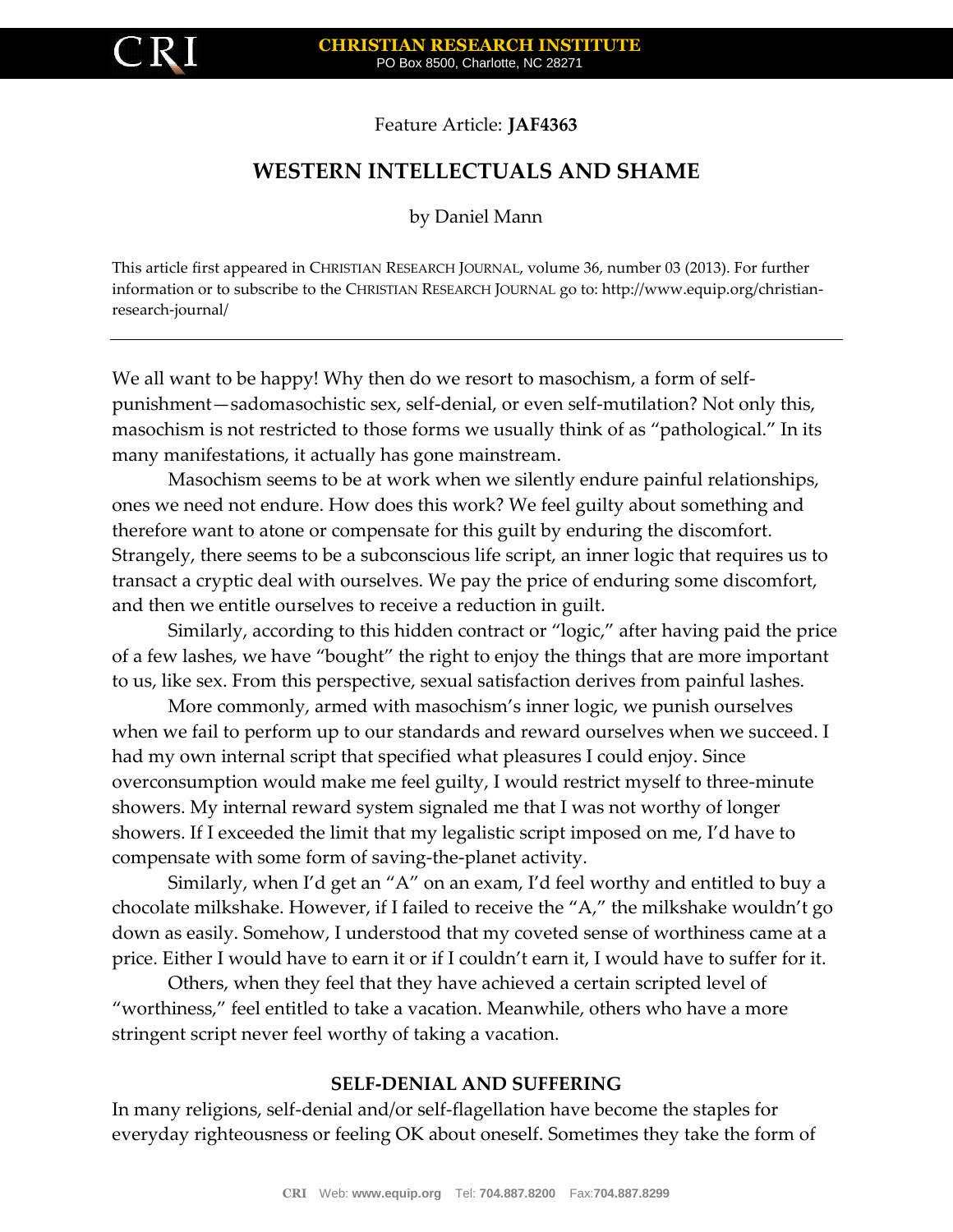Feature Article: **JAF4363**

# WESTERN INTELLECTUALS AND SHAME

by Daniel Mann

This article first appeared in CHRISTIAN RESEARCH JOURNAL, volume 36, number 03 (2013). For further information or to subscribe to the CHRISTIAN RESEARCH JOURNAL go to: http://www.equip.org/christian-research-journal/

---

We all want to be happy! Why then do we resort to masochism, a form of self-punishment—sadomasochistic sex, self-denial, or even self-mutilation? Not only this, masochism is not restricted to those forms we usually think of as "pathological." In its many manifestations, it actually has gone mainstream.

Masochism seems to be at work when we silently endure painful relationships, ones we need not endure. How does this work? We feel guilty about something and therefore want to atone or compensate for this guilt by enduring the discomfort. Strangely, there seems to be a subconscious life script, an inner logic that requires us to transact a cryptic deal with ourselves. We pay the price of enduring some discomfort, and then we entitle ourselves to receive a reduction in guilt.

Similarly, according to this hidden contract or "logic," after having paid the price of a few lashes, we have "bought" the right to enjoy the things that are more important to us, like sex. From this perspective, sexual satisfaction derives from painful lashes.

More commonly, armed with masochism's inner logic, we punish ourselves when we fail to perform up to our standards and reward ourselves when we succeed. I had my own internal script that specified what pleasures I could enjoy. Since overconsumption would make me feel guilty, I would restrict myself to three-minute showers. My internal reward system signaled me that I was not worthy of longer showers. If I exceeded the limit that my legalistic script imposed on me, I'd have to compensate with some form of saving-the-planet activity.

Similarly, when I'd get an "A" on an exam, I'd feel worthy and entitled to buy a chocolate milkshake. However, if I failed to receive the "A," the milkshake wouldn't go down as easily. Somehow, I understood that my coveted sense of worthiness came at a price. Either I would have to earn it or if I couldn't earn it, I would have to suffer for it.

Others, when they feel that they have achieved a certain scripted level of "worthiness," feel entitled to take a vacation. Meanwhile, others who have a more stringent script never feel worthy of taking a vacation.

### SELF-DENIAL AND SUFFERING

In many religions, self-denial and/or self-flagellation have become the staples for everyday righteousness or feeling OK about oneself. Sometimes they take the form of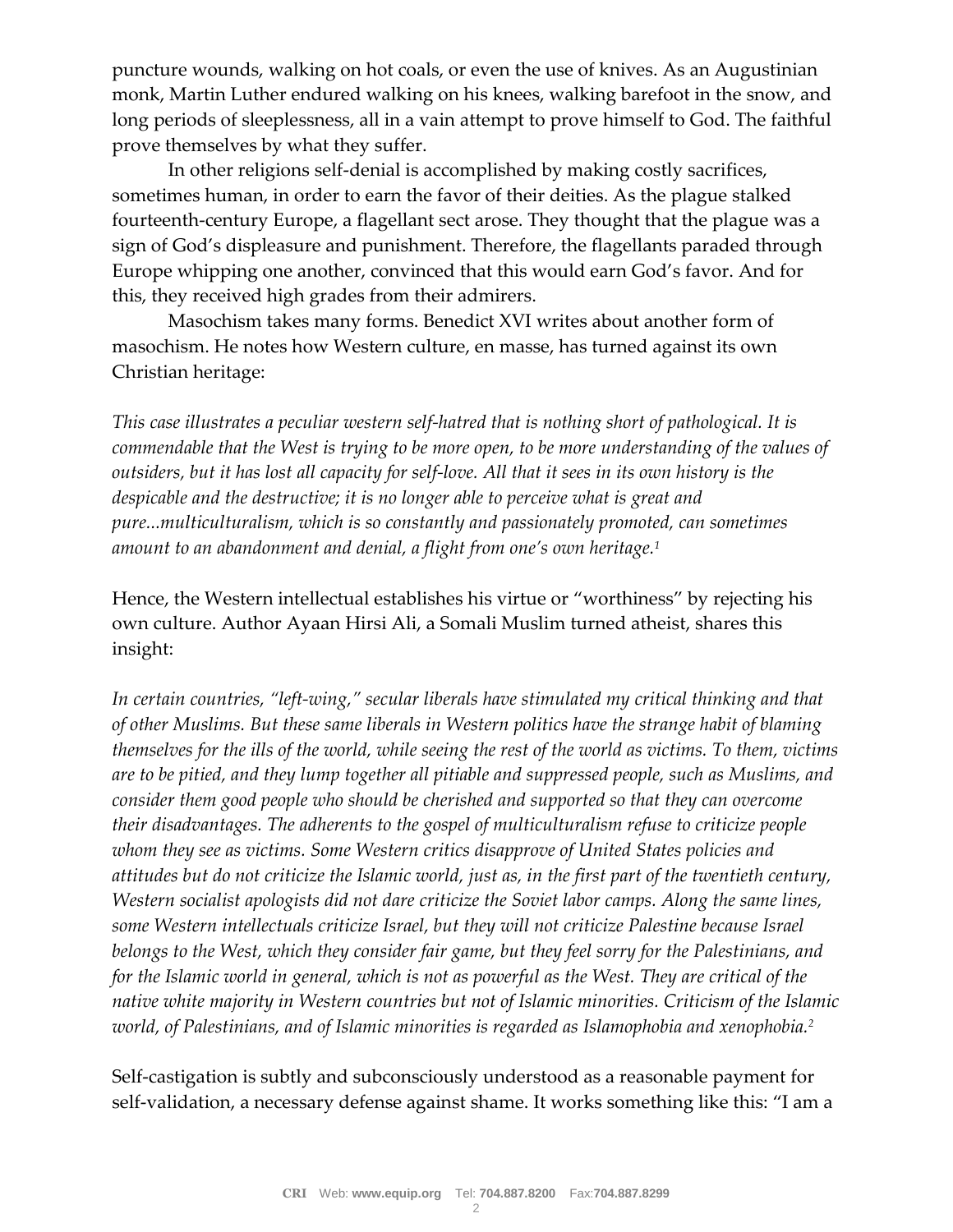puncture wounds, walking on hot coals, or even the use of knives. As an Augustinian monk, Martin Luther endured walking on his knees, walking barefoot in the snow, and long periods of sleeplessness, all in a vain attempt to prove himself to God. The faithful prove themselves by what they suffer.

In other religions self-denial is accomplished by making costly sacrifices, sometimes human, in order to earn the favor of their deities. As the plague stalked fourteenth-century Europe, a flagellant sect arose. They thought that the plague was a sign of God's displeasure and punishment. Therefore, the flagellants paraded through Europe whipping one another, convinced that this would earn God's favor. And for this, they received high grades from their admirers.

Masochism takes many forms. Benedict XVI writes about another form of masochism. He notes how Western culture, en masse, has turned against its own Christian heritage:

*This case illustrates a peculiar western self-hatred that is nothing short of pathological. It is commendable that the West is trying to be more open, to be more understanding of the values of outsiders, but it has lost all capacity for self-love. All that it sees in its own history is the despicable and the destructive; it is no longer able to perceive what is great and pure...multiculturalism, which is so constantly and passionately promoted, can sometimes amount to an abandonment and denial, a flight from one's own heritage.*[1]

Hence, the Western intellectual establishes his virtue or "worthiness" by rejecting his own culture. Author Ayaan Hirsi Ali, a Somali Muslim turned atheist, shares this insight:

*In certain countries, "left-wing," secular liberals have stimulated my critical thinking and that of other Muslims. But these same liberals in Western politics have the strange habit of blaming themselves for the ills of the world, while seeing the rest of the world as victims. To them, victims are to be pitied, and they lump together all pitiable and suppressed people, such as Muslims, and consider them good people who should be cherished and supported so that they can overcome their disadvantages. The adherents to the gospel of multiculturalism refuse to criticize people whom they see as victims. Some Western critics disapprove of United States policies and attitudes but do not criticize the Islamic world, just as, in the first part of the twentieth century, Western socialist apologists did not dare criticize the Soviet labor camps. Along the same lines, some Western intellectuals criticize Israel, but they will not criticize Palestine because Israel belongs to the West, which they consider fair game, but they feel sorry for the Palestinians, and for the Islamic world in general, which is not as powerful as the West. They are critical of the native white majority in Western countries but not of Islamic minorities. Criticism of the Islamic world, of Palestinians, and of Islamic minorities is regarded as Islamophobia and xenophobia.*[2]

Self-castigation is subtly and subconsciously understood as a reasonable payment for self-validation, a necessary defense against shame. It works something like this: "I am a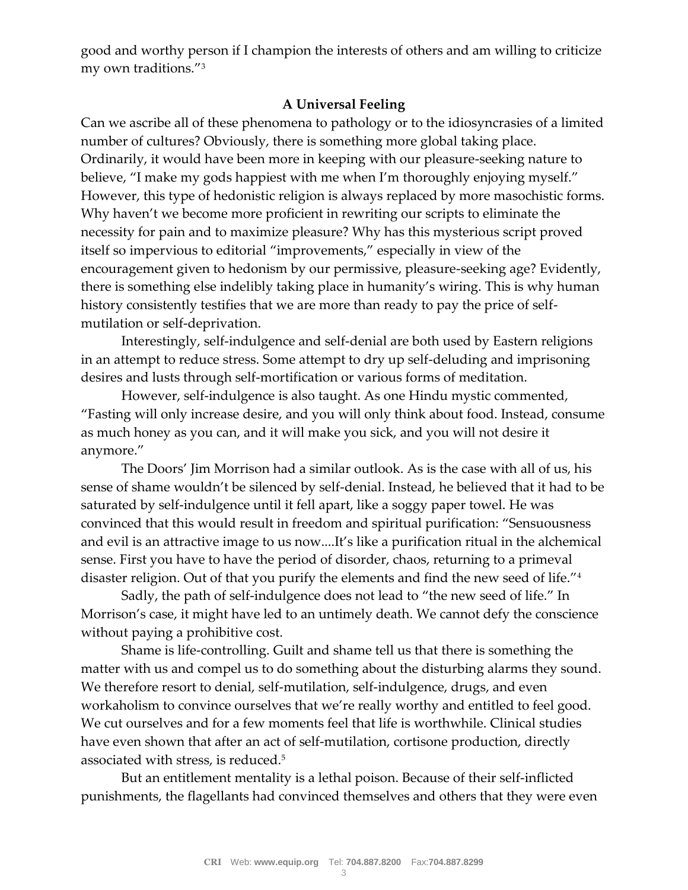good and worthy person if I champion the interests of others and am willing to criticize my own traditions."[3]

## A Universal Feeling

Can we ascribe all of these phenomena to pathology or to the idiosyncrasies of a limited number of cultures? Obviously, there is something more global taking place. Ordinarily, it would have been more in keeping with our pleasure-seeking nature to believe, "I make my gods happiest with me when I'm thoroughly enjoying myself." However, this type of hedonistic religion is always replaced by more masochistic forms. Why haven't we become more proficient in rewriting our scripts to eliminate the necessity for pain and to maximize pleasure? Why has this mysterious script proved itself so impervious to editorial "improvements," especially in view of the encouragement given to hedonism by our permissive, pleasure-seeking age? Evidently, there is something else indelibly taking place in humanity's wiring. This is why human history consistently testifies that we are more than ready to pay the price of self-mutilation or self-deprivation.

Interestingly, self-indulgence and self-denial are both used by Eastern religions in an attempt to reduce stress. Some attempt to dry up self-deluding and imprisoning desires and lusts through self-mortification or various forms of meditation.

However, self-indulgence is also taught. As one Hindu mystic commented, "Fasting will only increase desire, and you will only think about food. Instead, consume as much honey as you can, and it will make you sick, and you will not desire it anymore."

The Doors' Jim Morrison had a similar outlook. As is the case with all of us, his sense of shame wouldn't be silenced by self-denial. Instead, he believed that it had to be saturated by self-indulgence until it fell apart, like a soggy paper towel. He was convinced that this would result in freedom and spiritual purification: "Sensuousness and evil is an attractive image to us now....It's like a purification ritual in the alchemical sense. First you have to have the period of disorder, chaos, returning to a primeval disaster religion. Out of that you purify the elements and find the new seed of life."[4]

Sadly, the path of self-indulgence does not lead to "the new seed of life." In Morrison's case, it might have led to an untimely death. We cannot defy the conscience without paying a prohibitive cost.

Shame is life-controlling. Guilt and shame tell us that there is something the matter with us and compel us to do something about the disturbing alarms they sound. We therefore resort to denial, self-mutilation, self-indulgence, drugs, and even workaholism to convince ourselves that we're really worthy and entitled to feel good. We cut ourselves and for a few moments feel that life is worthwhile. Clinical studies have even shown that after an act of self-mutilation, cortisone production, directly associated with stress, is reduced.[5]

But an entitlement mentality is a lethal poison. Because of their self-inflicted punishments, the flagellants had convinced themselves and others that they were even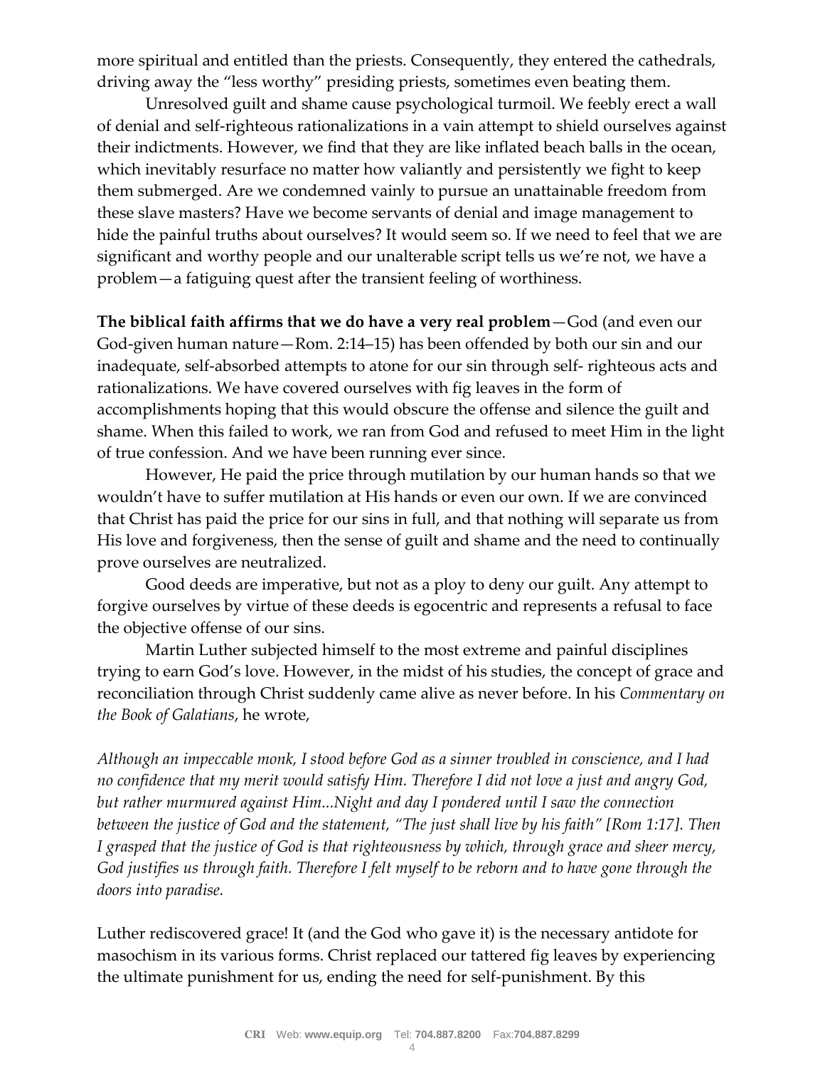more spiritual and entitled than the priests. Consequently, they entered the cathedrals, driving away the "less worthy" presiding priests, sometimes even beating them.

Unresolved guilt and shame cause psychological turmoil. We feebly erect a wall of denial and self-righteous rationalizations in a vain attempt to shield ourselves against their indictments. However, we find that they are like inflated beach balls in the ocean, which inevitably resurface no matter how valiantly and persistently we fight to keep them submerged. Are we condemned vainly to pursue an unattainable freedom from these slave masters? Have we become servants of denial and image management to hide the painful truths about ourselves? It would seem so. If we need to feel that we are significant and worthy people and our unalterable script tells us we're not, we have a problem—a fatiguing quest after the transient feeling of worthiness.

**The biblical faith affirms that we do have a very real problem**—God (and even our God-given human nature—Rom. 2:14–15) has been offended by both our sin and our inadequate, self-absorbed attempts to atone for our sin through self- righteous acts and rationalizations. We have covered ourselves with fig leaves in the form of accomplishments hoping that this would obscure the offense and silence the guilt and shame. When this failed to work, we ran from God and refused to meet Him in the light of true confession. And we have been running ever since.

However, He paid the price through mutilation by our human hands so that we wouldn't have to suffer mutilation at His hands or even our own. If we are convinced that Christ has paid the price for our sins in full, and that nothing will separate us from His love and forgiveness, then the sense of guilt and shame and the need to continually prove ourselves are neutralized.

Good deeds are imperative, but not as a ploy to deny our guilt. Any attempt to forgive ourselves by virtue of these deeds is egocentric and represents a refusal to face the objective offense of our sins.

Martin Luther subjected himself to the most extreme and painful disciplines trying to earn God's love. However, in the midst of his studies, the concept of grace and reconciliation through Christ suddenly came alive as never before. In his *Commentary on the Book of Galatians*, he wrote,

*Although an impeccable monk, I stood before God as a sinner troubled in conscience, and I had no confidence that my merit would satisfy Him. Therefore I did not love a just and angry God, but rather murmured against Him...Night and day I pondered until I saw the connection between the justice of God and the statement, "The just shall live by his faith" [Rom 1:17]. Then I grasped that the justice of God is that righteousness by which, through grace and sheer mercy, God justifies us through faith. Therefore I felt myself to be reborn and to have gone through the doors into paradise.*

Luther rediscovered grace! It (and the God who gave it) is the necessary antidote for masochism in its various forms. Christ replaced our tattered fig leaves by experiencing the ultimate punishment for us, ending the need for self-punishment. By this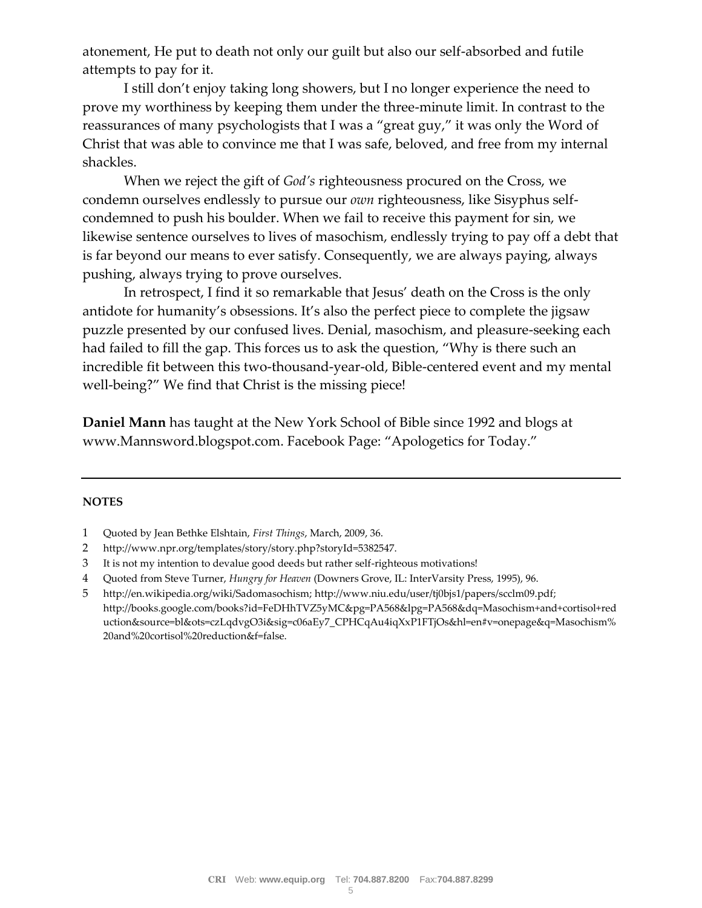atonement, He put to death not only our guilt but also our self-absorbed and futile attempts to pay for it.

I still don't enjoy taking long showers, but I no longer experience the need to prove my worthiness by keeping them under the three-minute limit. In contrast to the reassurances of many psychologists that I was a "great guy," it was only the Word of Christ that was able to convince me that I was safe, beloved, and free from my internal shackles.

When we reject the gift of *God's* righteousness procured on the Cross, we condemn ourselves endlessly to pursue our *own* righteousness, like Sisyphus self-condemned to push his boulder. When we fail to receive this payment for sin, we likewise sentence ourselves to lives of masochism, endlessly trying to pay off a debt that is far beyond our means to ever satisfy. Consequently, we are always paying, always pushing, always trying to prove ourselves.

In retrospect, I find it so remarkable that Jesus' death on the Cross is the only antidote for humanity's obsessions. It's also the perfect piece to complete the jigsaw puzzle presented by our confused lives. Denial, masochism, and pleasure-seeking each had failed to fill the gap. This forces us to ask the question, "Why is there such an incredible fit between this two-thousand-year-old, Bible-centered event and my mental well-being?" We find that Christ is the missing piece!

**Daniel Mann** has taught at the New York School of Bible since 1992 and blogs at www.Mannsword.blogspot.com. Facebook Page: "Apologetics for Today."

---

**NOTES**

1 Quoted by Jean Bethke Elshtain, *First Things*, March, 2009, 36.
2 http://www.npr.org/templates/story/story.php?storyId=5382547.
3 It is not my intention to devalue good deeds but rather self-righteous motivations!
4 Quoted from Steve Turner, *Hungry for Heaven* (Downers Grove, IL: InterVarsity Press, 1995), 96.
5 http://en.wikipedia.org/wiki/Sadomasochism; http://www.niu.edu/user/tj0bjs1/papers/scclm09.pdf; http://books.google.com/books?id=FeDHhTVZ5yMC&pg=PA568&lpg=PA568&dq=Masochism+and+cortisol+reduction&source=bl&ots=czLqdvgO3i&sig=c06aEy7_CPHCqAu4iqXxP1FTjOs&hl=en#v=onepage&q=Masochism%20and%20cortisol%20reduction&f=false.